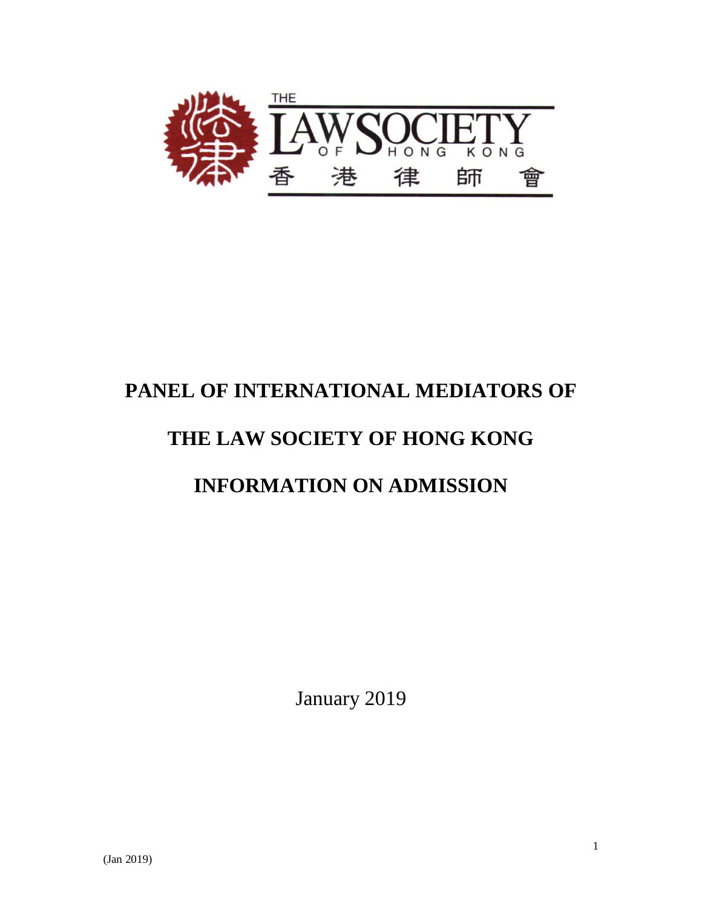THE LAW SOCIETY OF HONG KONG

香港律師會

# PANEL OF INTERNATIONAL MEDIATORS OF THE LAW SOCIETY OF HONG KONG INFORMATION ON ADMISSION

January 2019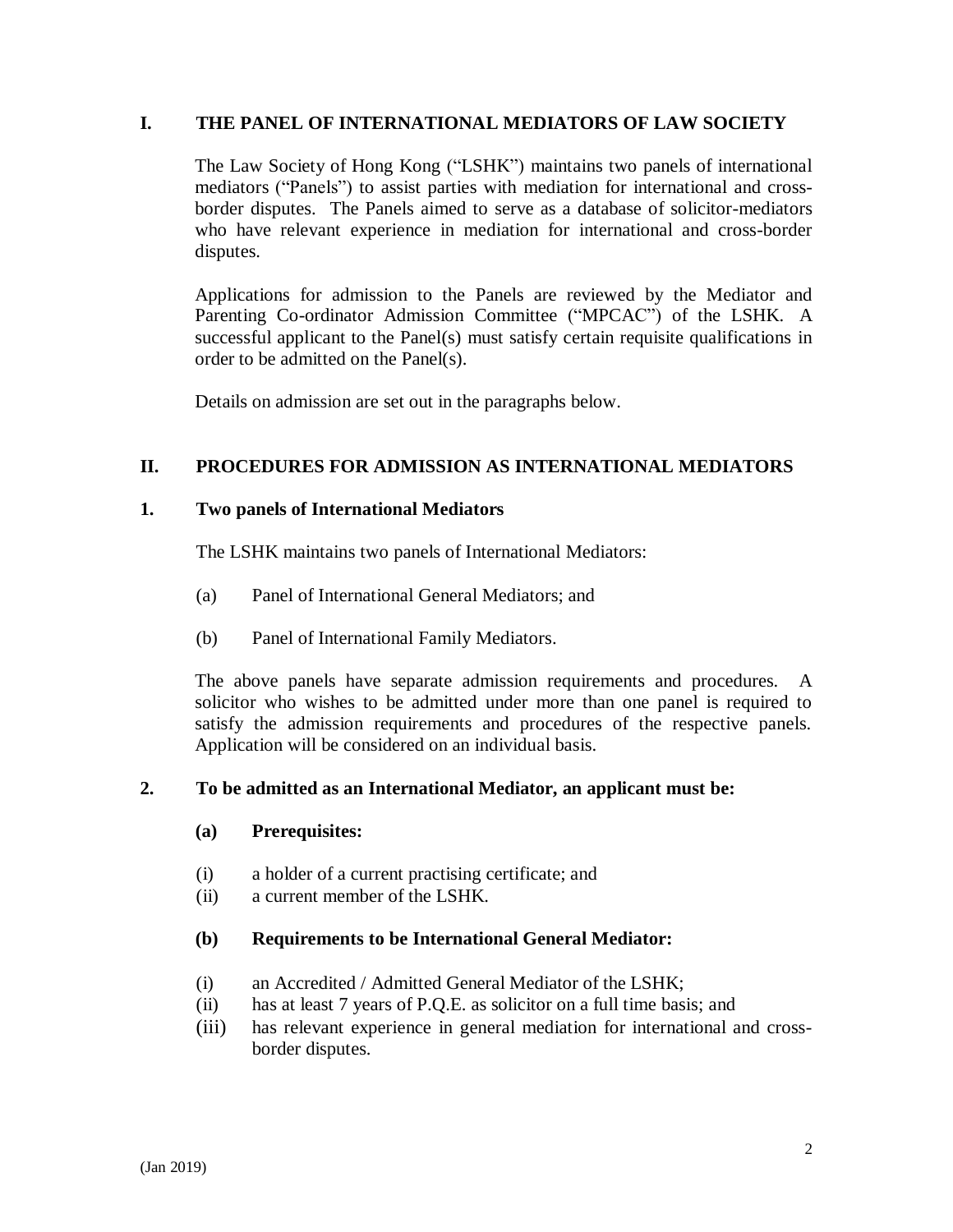## I. THE PANEL OF INTERNATIONAL MEDIATORS OF LAW SOCIETY

The Law Society of Hong Kong ("LSHK") maintains two panels of international mediators ("Panels") to assist parties with mediation for international and cross-border disputes. The Panels aimed to serve as a database of solicitor-mediators who have relevant experience in mediation for international and cross-border disputes.

Applications for admission to the Panels are reviewed by the Mediator and Parenting Co-ordinator Admission Committee ("MPCAC") of the LSHK. A successful applicant to the Panel(s) must satisfy certain requisite qualifications in order to be admitted on the Panel(s).

Details on admission are set out in the paragraphs below.

## II. PROCEDURES FOR ADMISSION AS INTERNATIONAL MEDIATORS

### 1. Two panels of International Mediators

The LSHK maintains two panels of International Mediators:

(a) Panel of International General Mediators; and

(b) Panel of International Family Mediators.

The above panels have separate admission requirements and procedures. A solicitor who wishes to be admitted under more than one panel is required to satisfy the admission requirements and procedures of the respective panels. Application will be considered on an individual basis.

### 2. To be admitted as an International Mediator, an applicant must be:

**(a) Prerequisites:**

(i) a holder of a current practising certificate; and
(ii) a current member of the LSHK.

**(b) Requirements to be International General Mediator:**

(i) an Accredited / Admitted General Mediator of the LSHK;
(ii) has at least 7 years of P.Q.E. as solicitor on a full time basis; and
(iii) has relevant experience in general mediation for international and cross-border disputes.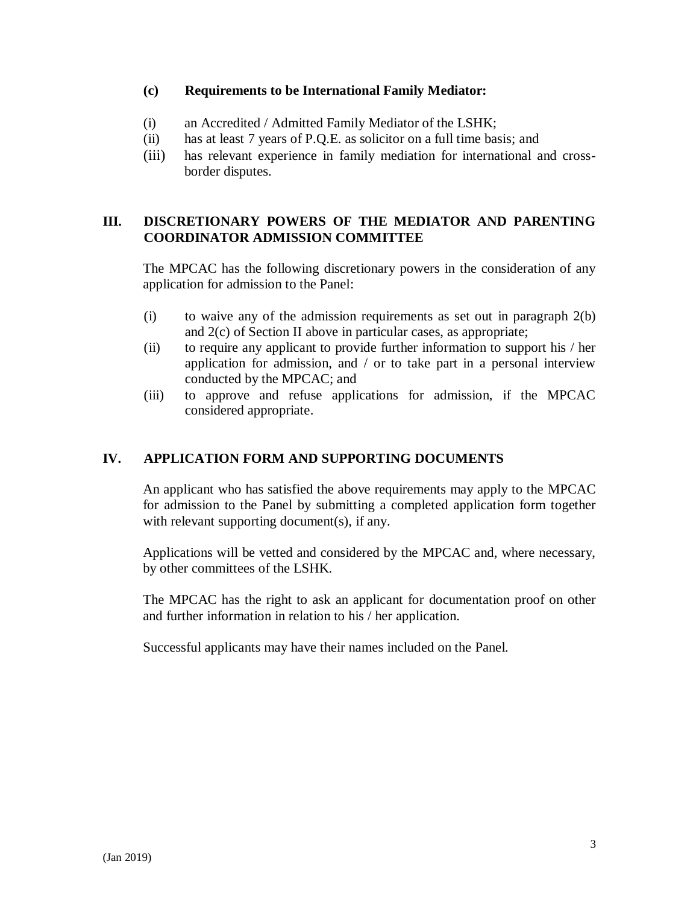**(c) Requirements to be International Family Mediator:**

(i) an Accredited / Admitted Family Mediator of the LSHK;
(ii) has at least 7 years of P.Q.E. as solicitor on a full time basis; and
(iii) has relevant experience in family mediation for international and cross-border disputes.

## III. DISCRETIONARY POWERS OF THE MEDIATOR AND PARENTING COORDINATOR ADMISSION COMMITTEE

The MPCAC has the following discretionary powers in the consideration of any application for admission to the Panel:

(i) to waive any of the admission requirements as set out in paragraph 2(b) and 2(c) of Section II above in particular cases, as appropriate;
(ii) to require any applicant to provide further information to support his / her application for admission, and / or to take part in a personal interview conducted by the MPCAC; and
(iii) to approve and refuse applications for admission, if the MPCAC considered appropriate.

## IV. APPLICATION FORM AND SUPPORTING DOCUMENTS

An applicant who has satisfied the above requirements may apply to the MPCAC for admission to the Panel by submitting a completed application form together with relevant supporting document(s), if any.

Applications will be vetted and considered by the MPCAC and, where necessary, by other committees of the LSHK.

The MPCAC has the right to ask an applicant for documentation proof on other and further information in relation to his / her application.

Successful applicants may have their names included on the Panel.

(Jan 2019)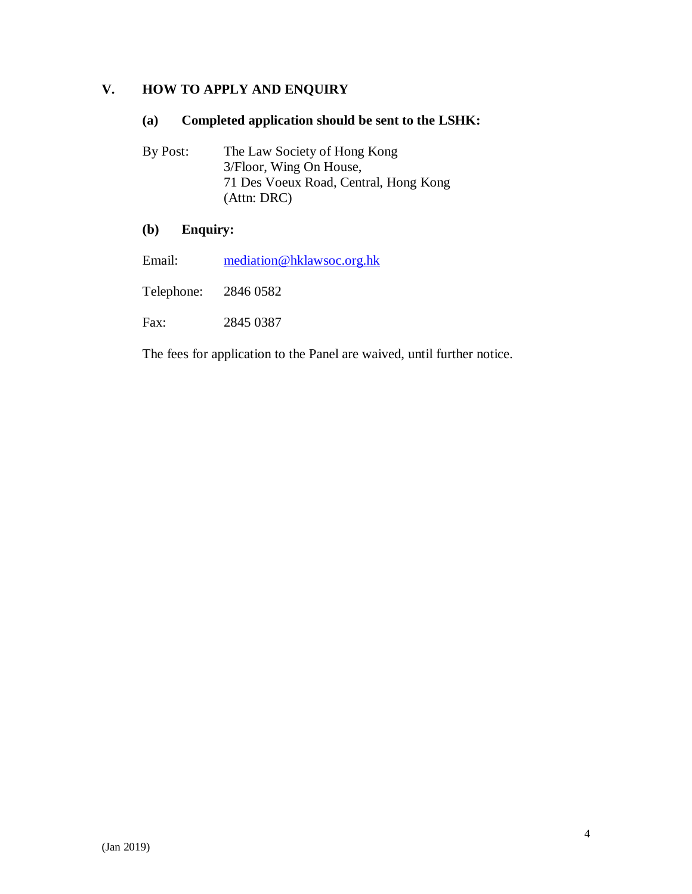## V. HOW TO APPLY AND ENQUIRY

### (a) Completed application should be sent to the LSHK:

By Post: The Law Society of Hong Kong
3/Floor, Wing On House,
71 Des Voeux Road, Central, Hong Kong
(Attn: DRC)

### (b) Enquiry:

Email: mediation@hklawsoc.org.hk

Telephone: 2846 0582

Fax: 2845 0387

The fees for application to the Panel are waived, until further notice.

(Jan 2019)